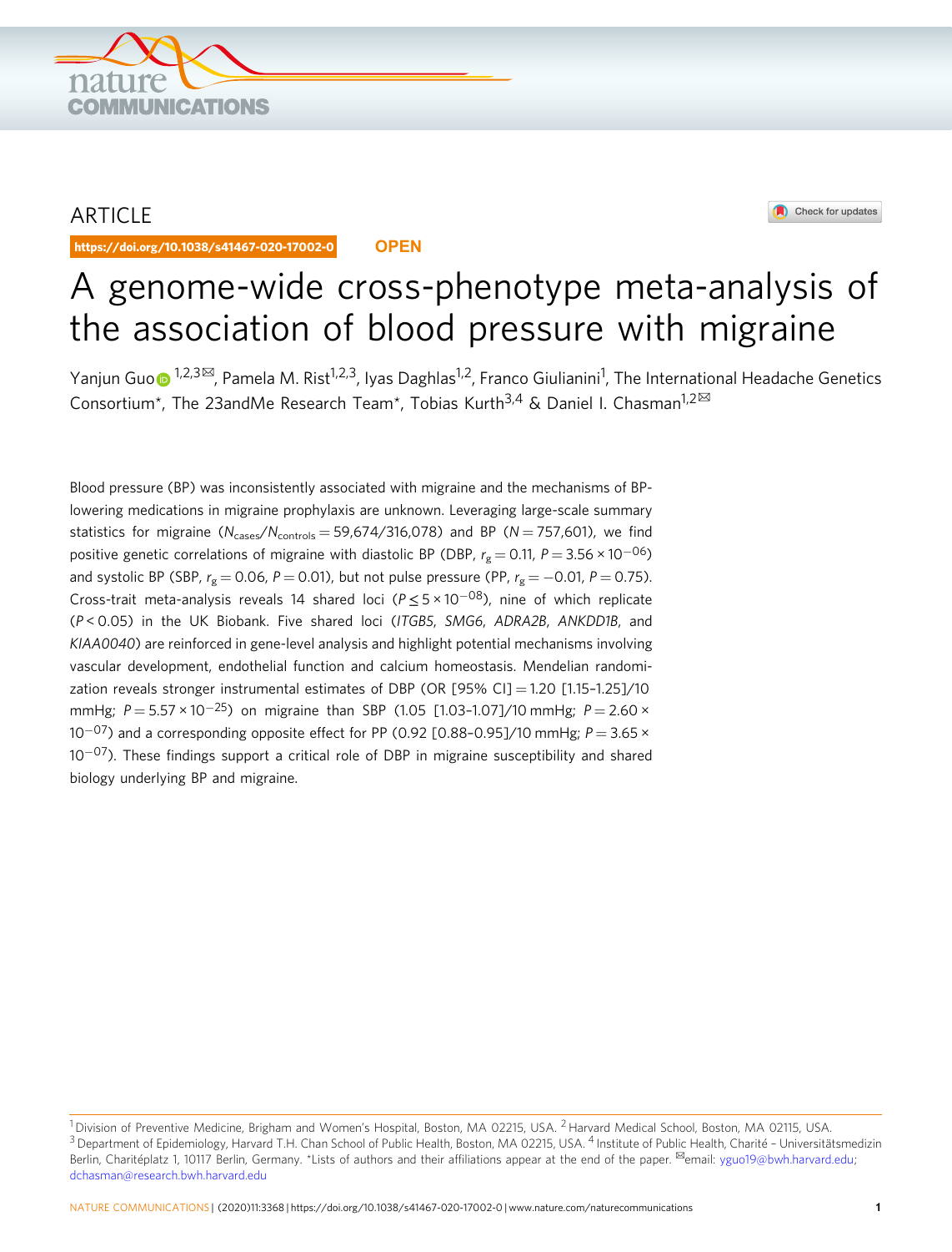ARTICLE

https://doi.org/10.1038/s41467-020-17002-0 OPEN

# A genome-wide cross-phenotype meta-analysis of the association of blood pressure with migraine

Yanjun Guo[1,2,3✉], Pamela M. Rist[1,2,3], Iyas Daghlas[1,2], Franco Giulianini[1], The International Headache Genetics Consortium*, The 23andMe Research Team*, Tobias Kurth[3,4] & Daniel I. Chasman[1,2✉]

Blood pressure (BP) was inconsistently associated with migraine and the mechanisms of BP-lowering medications in migraine prophylaxis are unknown. Leveraging large-scale summary statistics for migraine ($N_{cases}/N_{controls}$ = 59,674/316,078) and BP ($N$ = 757,601), we find positive genetic correlations of migraine with diastolic BP (DBP, $r_g = 0.11$, $P = 3.56 \times 10^{-06}$) and systolic BP (SBP, $r_g = 0.06$, $P = 0.01$), but not pulse pressure (PP, $r_g = -0.01$, $P = 0.75$). Cross-trait meta-analysis reveals 14 shared loci ($P \leq 5 \times 10^{-08}$), nine of which replicate ($P < 0.05$) in the UK Biobank. Five shared loci (*ITGB5*, *SMG6*, *ADRA2B*, *ANKDD1B*, and *KIAA0040*) are reinforced in gene-level analysis and highlight potential mechanisms involving vascular development, endothelial function and calcium homeostasis. Mendelian randomization reveals stronger instrumental estimates of DBP (OR [95% CI] = 1.20 [1.15–1.25]/10 mmHg; $P = 5.57 \times 10^{-25}$) on migraine than SBP (1.05 [1.03–1.07]/10 mmHg; $P = 2.60 \times 10^{-07}$) and a corresponding opposite effect for PP (0.92 [0.88–0.95]/10 mmHg; $P = 3.65 \times 10^{-07}$). These findings support a critical role of DBP in migraine susceptibility and shared biology underlying BP and migraine.

---

[1] Division of Preventive Medicine, Brigham and Women's Hospital, Boston, MA 02215, USA. [2] Harvard Medical School, Boston, MA 02115, USA. [3] Department of Epidemiology, Harvard T.H. Chan School of Public Health, Boston, MA 02215, USA. [4] Institute of Public Health, Charité – Universitätsmedizin Berlin, Charitéplatz 1, 10117 Berlin, Germany. *Lists of authors and their affiliations appear at the end of the paper. ✉email: yguo19@bwh.harvard.edu; dchasman@research.bwh.harvard.edu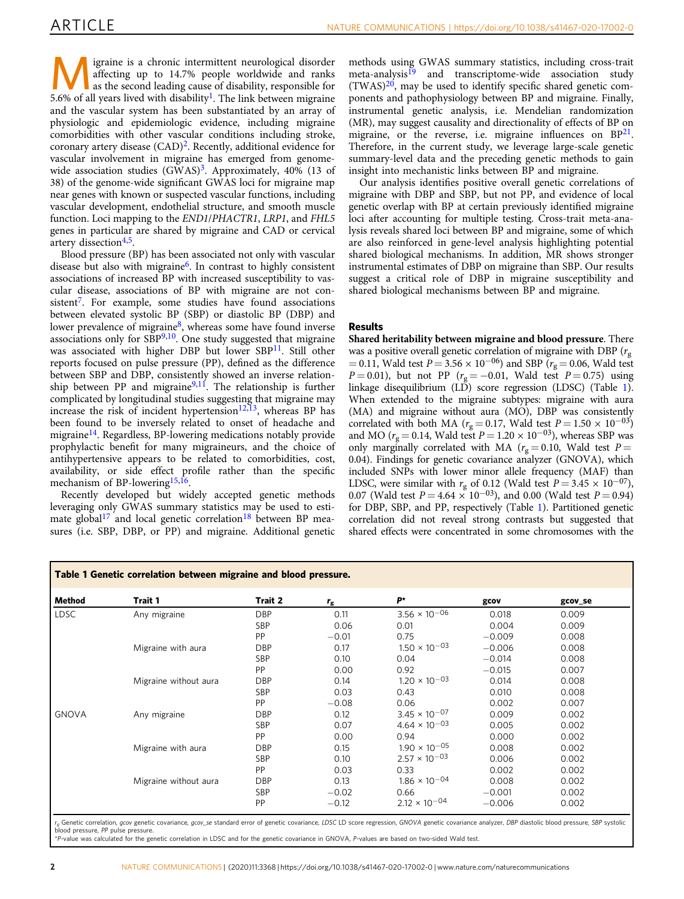Migraine is a chronic intermittent neurological disorder affecting up to 14.7% people worldwide and ranks as the second leading cause of disability, responsible for 5.6% of all years lived with disability[1]. The link between migraine and the vascular system has been substantiated by an array of physiologic and epidemiologic evidence, including migraine comorbidities with other vascular conditions including stroke, coronary artery disease (CAD)[2]. Recently, additional evidence for vascular involvement in migraine has emerged from genome-wide association studies (GWAS)[3]. Approximately, 40% (13 of 38) of the genome-wide significant GWAS loci for migraine map near genes with known or suspected vascular functions, including vascular development, endothelial structure, and smooth muscle function. Loci mapping to the *END1*/*PHACTR1*, *LRP1*, and *FHL5* genes in particular are shared by migraine and CAD or cervical artery dissection[4,5].

Blood pressure (BP) has been associated not only with vascular disease but also with migraine[6]. In contrast to highly consistent associations of increased BP with increased susceptibility to vascular disease, associations of BP with migraine are not consistent[7]. For example, some studies have found associations between elevated systolic BP (SBP) or diastolic BP (DBP) and lower prevalence of migraine[8], whereas some have found inverse associations only for SBP[9,10]. One study suggested that migraine was associated with higher DBP but lower SBP[11]. Still other reports focused on pulse pressure (PP), defined as the difference between SBP and DBP, consistently showed an inverse relationship between PP and migraine[9,11]. The relationship is further complicated by longitudinal studies suggesting that migraine may increase the risk of incident hypertension[12,13], whereas BP has been found to be inversely related to onset of headache and migraine[14]. Regardless, BP-lowering medications notably provide prophylactic benefit for many migraineurs, and the choice of antihypertensive appears to be related to comorbidities, cost, availability, or side effect profile rather than the specific mechanism of BP-lowering[15,16].

Recently developed but widely accepted genetic methods leveraging only GWAS summary statistics may be used to estimate global[17] and local genetic correlation[18] between BP measures (i.e. SBP, DBP, or PP) and migraine. Additional genetic methods using GWAS summary statistics, including cross-trait meta-analysis[19] and transcriptome-wide association study (TWAS)[20], may be used to identify specific shared genetic components and pathophysiology between BP and migraine. Finally, instrumental genetic analysis, i.e. Mendelian randomization (MR), may suggest causality and directionality of effects of BP on migraine, or the reverse, i.e. migraine influences on BP[21]. Therefore, in the current study, we leverage large-scale genetic summary-level data and the preceding genetic methods to gain insight into mechanistic links between BP and migraine.

Our analysis identifies positive overall genetic correlations of migraine with DBP and SBP, but not PP, and evidence of local genetic overlap with BP at certain previously identified migraine loci after accounting for multiple testing. Cross-trait meta-analysis reveals shared loci between BP and migraine, some of which are also reinforced in gene-level analysis highlighting potential shared biological mechanisms. In addition, MR shows stronger instrumental estimates of DBP on migraine than SBP. Our results suggest a critical role of DBP in migraine susceptibility and shared biological mechanisms between BP and migraine.

## Results

**Shared heritability between migraine and blood pressure**. There was a positive overall genetic correlation of migraine with DBP ($r_g = 0.11$, Wald test $P = 3.56 \times 10^{-06}$) and SBP ($r_g = 0.06$, Wald test $P = 0.01$), but not PP ($r_g = -0.01$, Wald test $P = 0.75$) using linkage disequilibrium (LD) score regression (LDSC) (Table 1). When extended to the migraine subtypes: migraine with aura (MA) and migraine without aura (MO), DBP was consistently correlated with both MA ($r_g = 0.17$, Wald test $P = 1.50 \times 10^{-03}$) and MO ($r_g = 0.14$, Wald test $P = 1.20 \times 10^{-03}$), whereas SBP was only marginally correlated with MA ($r_g = 0.10$, Wald test $P = 0.04$). Findings for genetic covariance analyzer (GNOVA), which included SNPs with lower minor allele frequency (MAF) than LDSC, were similar with $r_g$ of 0.12 (Wald test $P = 3.45 \times 10^{-07}$), 0.07 (Wald test $P = 4.64 \times 10^{-03}$), and 0.00 (Wald test $P = 0.94$) for DBP, SBP, and PP, respectively (Table 1). Partitioned genetic correlation did not reveal strong contrasts but suggested that shared effects were concentrated in some chromosomes with the

**Table 1 Genetic correlation between migraine and blood pressure.**

| Method | Trait 1 | Trait 2 | $r_g$ | $P^*$ | gcov | gcov_se |
|---|---|---|---|---|---|---|
| LDSC | Any migraine | DBP | 0.11 | $3.56 \times 10^{-06}$ | 0.018 | 0.009 |
| | | SBP | 0.06 | 0.01 | 0.004 | 0.009 |
| | | PP | −0.01 | 0.75 | −0.009 | 0.008 |
| | Migraine with aura | DBP | 0.17 | $1.50 \times 10^{-03}$ | −0.006 | 0.008 |
| | | SBP | 0.10 | 0.04 | −0.014 | 0.008 |
| | | PP | 0.00 | 0.92 | −0.015 | 0.007 |
| | Migraine without aura | DBP | 0.14 | $1.20 \times 10^{-03}$ | 0.014 | 0.008 |
| | | SBP | 0.03 | 0.43 | 0.010 | 0.008 |
| | | PP | −0.08 | 0.06 | 0.002 | 0.007 |
| GNOVA | Any migraine | DBP | 0.12 | $3.45 \times 10^{-07}$ | 0.009 | 0.002 |
| | | SBP | 0.07 | $4.64 \times 10^{-03}$ | 0.005 | 0.002 |
| | | PP | 0.00 | 0.94 | 0.000 | 0.002 |
| | Migraine with aura | DBP | 0.15 | $1.90 \times 10^{-05}$ | 0.008 | 0.002 |
| | | SBP | 0.10 | $2.57 \times 10^{-03}$ | 0.006 | 0.002 |
| | | PP | 0.03 | 0.33 | 0.002 | 0.002 |
| | Migraine without aura | DBP | 0.13 | $1.86 \times 10^{-04}$ | 0.008 | 0.002 |
| | | SBP | −0.02 | 0.66 | −0.001 | 0.002 |
| | | PP | −0.12 | $2.12 \times 10^{-04}$ | −0.006 | 0.002 |

$r_g$ Genetic correlation, *gcov* genetic covariance, *gcov_se* standard error of genetic covariance, *LDSC* LD score regression, *GNOVA* genetic covariance analyzer, *DBP* diastolic blood pressure, *SBP* systolic blood pressure, *PP* pulse pressure.
*P-value was calculated for the genetic correlation in LDSC and for the genetic covariance in GNOVA, P-values are based on two-sided Wald test.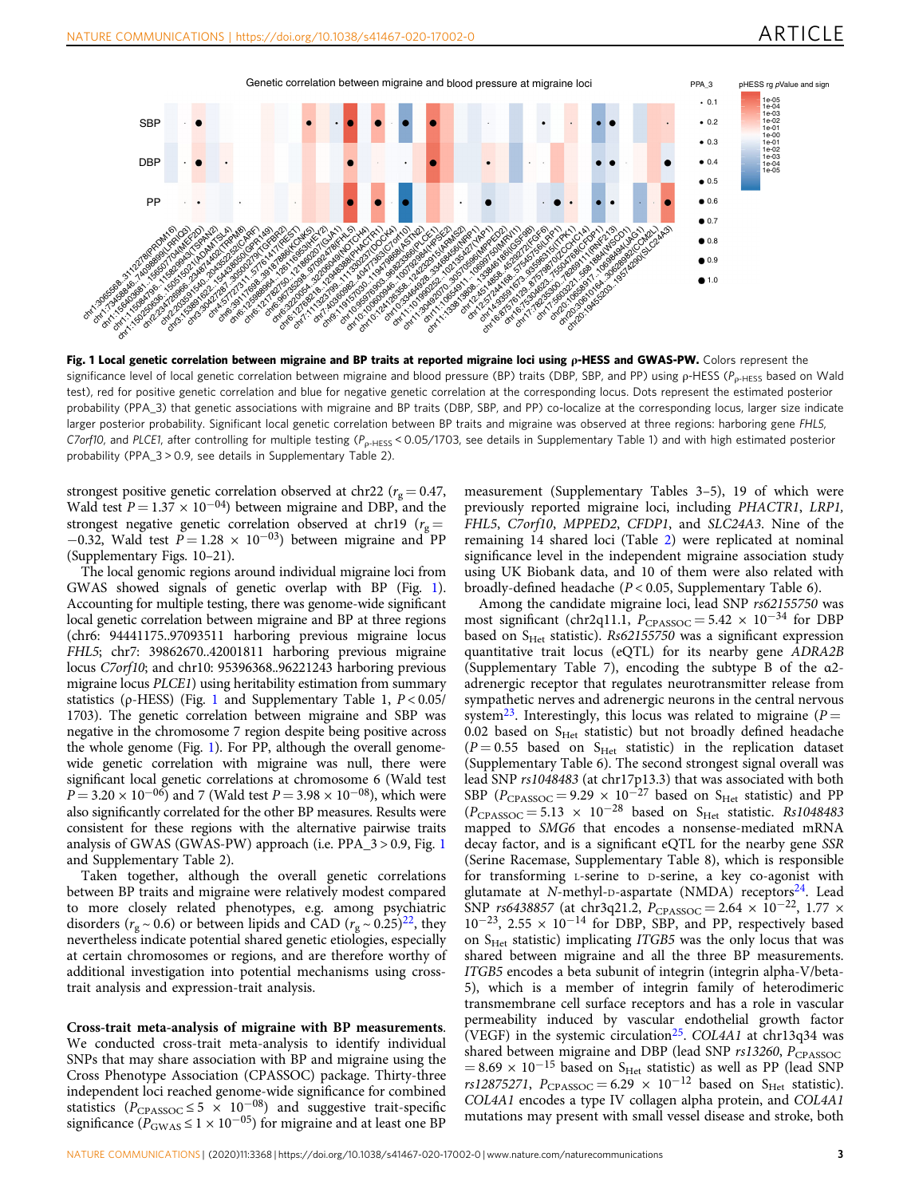Genetic correlation between migraine and blood pressure at migraine loci

**Fig. 1 Local genetic correlation between migraine and BP traits at reported migraine loci using ρ-HESS and GWAS-PW.** Colors represent the significance level of local genetic correlation between migraine and blood pressure (BP) traits (DBP, SBP, and PP) using ρ-HESS ($P_{ρ\text{-HESS}}$ based on Wald test), red for positive genetic correlation and blue for negative genetic correlation at the corresponding locus. Dots represent the estimated posterior probability (PPA_3) that genetic associations with migraine and BP traits (DBP, SBP, and PP) co-localize at the corresponding locus, larger size indicate larger posterior probability. Significant local genetic correlation between BP traits and migraine was observed at three regions: harboring gene *FHL5*, *C7orf10*, and *PLCE1*, after controlling for multiple testing ($P_{ρ\text{-HESS}} < 0.05/1703$, see details in Supplementary Table 1) and with high estimated posterior probability (PPA_3 > 0.9, see details in Supplementary Table 2).

strongest positive genetic correlation observed at chr22 ($r_g = 0.47$, Wald test $P = 1.37 \times 10^{-04}$) between migraine and DBP, and the strongest negative genetic correlation observed at chr19 ($r_g = -0.32$, Wald test $P = 1.28 \times 10^{-03}$) between migraine and PP (Supplementary Figs. 10–21).

The local genomic regions around individual migraine loci from GWAS showed signals of genetic overlap with BP (Fig. 1). Accounting for multiple testing, there was genome-wide significant local genetic correlation between migraine and BP at three regions (chr6: 94441175..97093511 harboring previous migraine locus *FHL5*; chr7: 39862670..42001811 harboring previous migraine locus *C7orf10*; and chr10: 95396368..96221243 harboring previous migraine locus *PLCE1*) using heritability estimation from summary statistics (ρ-HESS) (Fig. 1 and Supplementary Table 1, $P < 0.05/1703$). The genetic correlation between migraine and SBP was negative in the chromosome 7 region despite being positive across the whole genome (Fig. 1). For PP, although the overall genome-wide genetic correlation with migraine was null, there were significant local genetic correlations at chromosome 6 (Wald test $P = 3.20 \times 10^{-06}$) and 7 (Wald test $P = 3.98 \times 10^{-08}$), which were also significantly correlated for the other BP measures. Results were consistent for these regions with the alternative pairwise traits analysis of GWAS (GWAS-PW) approach (i.e. PPA_3 > 0.9, Fig. 1 and Supplementary Table 2).

Taken together, although the overall genetic correlations between BP traits and migraine were relatively modest compared to more closely related phenotypes, e.g. among psychiatric disorders ($r_g \sim 0.6$) or between lipids and CAD ($r_g \sim 0.25$)[22], they nevertheless indicate potential shared genetic etiologies, especially at certain chromosomes or regions, and are therefore worthy of additional investigation into potential mechanisms using cross-trait analysis and expression-trait analysis.

**Cross-trait meta-analysis of migraine with BP measurements.** We conducted cross-trait meta-analysis to identify individual SNPs that may share association with BP and migraine using the Cross Phenotype Association (CPASSOC) package. Thirty-three independent loci reached genome-wide significance for combined statistics ($P_{CPASSOC} \leq 5 \times 10^{-08}$) and suggestive trait-specific significance ($P_{GWAS} \leq 1 \times 10^{-05}$) for migraine and at least one BP measurement (Supplementary Tables 3–5), 19 of which were previously reported migraine loci, including *PHACTR1*, *LRP1*, *FHL5*, *C7orf10*, *MPPED2*, *CFDP1*, and *SLC24A3*. Nine of the remaining 14 shared loci (Table 2) were replicated at nominal significance level in the independent migraine association study using UK Biobank data, and 10 of them were also related with broadly-defined headache ($P < 0.05$, Supplementary Table 6).

Among the candidate migraine loci, lead SNP *rs62155750* was most significant (chr2q11.1, $P_{CPASSOC} = 5.42 \times 10^{-34}$ for DBP based on $S_{Het}$ statistic). *Rs62155750* was a significant expression quantitative trait locus (eQTL) for its nearby gene *ADRA2B* (Supplementary Table 7), encoding the subtype B of the α2-adrenergic receptor that regulates neurotransmitter release from sympathetic nerves and adrenergic neurons in the central nervous system[23]. Interestingly, this locus was related to migraine ($P = 0.02$ based on $S_{Het}$ statistic) but not broadly defined headache ($P = 0.55$ based on $S_{Het}$ statistic) in the replication dataset (Supplementary Table 6). The second strongest signal overall was lead SNP *rs1048483* (at chr17p13.3) that was associated with both SBP ($P_{CPASSOC} = 9.29 \times 10^{-27}$ based on $S_{Het}$ statistic) and PP ($P_{CPASSOC} = 5.13 \times 10^{-28}$ based on $S_{Het}$ statistic. *Rs1048483* mapped to *SMG6* that encodes a nonsense-mediated mRNA decay factor, and is a significant eQTL for the nearby gene *SSR* (Serine Racemase, Supplementary Table 8), which is responsible for transforming L-serine to D-serine, a key co-agonist with glutamate at *N*-methyl-D-aspartate (NMDA) receptors[24]. Lead SNP *rs6438857* (at chr3q21.2, $P_{CPASSOC} = 2.64 \times 10^{-22}$, $1.77 \times 10^{-23}$, $2.55 \times 10^{-14}$ for DBP, SBP, and PP, respectively based on $S_{Het}$ statistic) implicating *ITGB5* was the only locus that was shared between migraine and all the three BP measurements. *ITGB5* encodes a beta subunit of integrin (integrin alpha-V/beta-5), which is a member of integrin family of heterodimeric transmembrane cell surface receptors and has a role in vascular permeability induced by vascular endothelial growth factor (VEGF) in the systemic circulation[25]. *COL4A1* at chr13q34 was shared between migraine and DBP (lead SNP *rs13260*, $P_{CPASSOC} = 8.69 \times 10^{-15}$ based on $S_{Het}$ statistic) as well as PP (lead SNP *rs12875271*, $P_{CPASSOC} = 6.29 \times 10^{-12}$ based on $S_{Het}$ statistic). *COL4A1* encodes a type IV collagen alpha protein, and *COL4A1* mutations may present with small vessel disease and stroke, both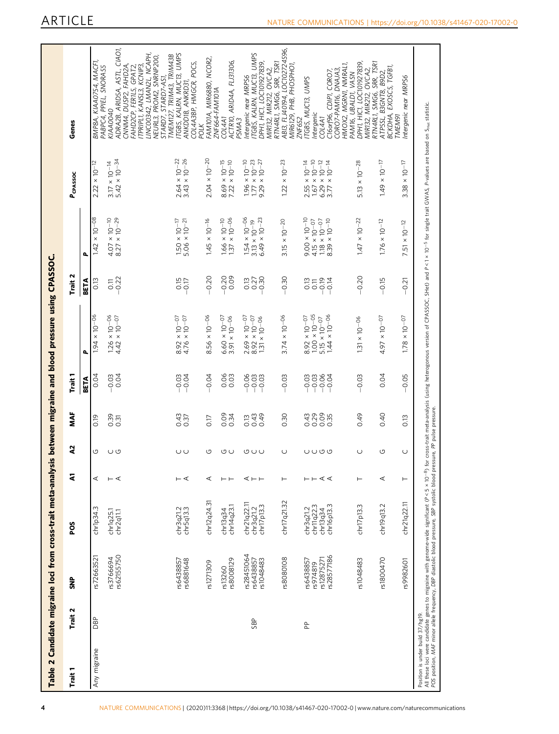**Table 2 Candidate migraine loci from cross-trait meta-analysis between migraine and blood pressure using CPASSOC.**

| Trait 1 | Trait 2 | SNP | POS | A1 | A2 | MAF | Trait 1 | | Trait 2 | | $P_{CPASSOC}$ | Genes |
|---|---|---|---|---|---|---|---|---|---|---|---|---|
| | | | | | | | BETA | P | BETA | P | | |
| Any migraine | DBP | rs72663521 | chr1p34.3 | A | G | 0.19 | 0.04 | $1.94 \times 10^{-06}$ | 0.13 | $1.42 \times 10^{-08}$ | $2.22 \times 10^{-12}$ | *BMP8A, KIAA0754, MACF1, PABPC4, PPIEL, SNORA55* |
| | | rs3766694 | chr1q25.1 | T | C | 0.39 | −0.03 | $1.26 \times 10^{-06}$ | 0.11 | $4.07 \times 10^{-10}$ | $3.17 \times 10^{-14}$ | *KIAA0040* |
| | | rs62155750 | chr2q11.1 | A | G | 0.31 | 0.04 | $4.42 \times 10^{-07}$ | −0.22 | $8.27 \times 10^{-29}$ | $5.42 \times 10^{-34}$ | *ADRA2B, ARID5A, ASTL, CIAO1, CNNM4, DUSP2, FAHD2A, FAHD2CP, FER1L5, GPAT2, ITPRIPL1, KANSL3, KCNIP3, LINC00342, LMAN2L, NCAPH, NEURL3, PROM2, SNRNP200, STARD7, STARD7-AS1, TMEM127, TRIM43, TRIM43B* |
| | | rs6438857 | chr3q21.2 | T | C | 0.43 | −0.03 | $8.92 \times 10^{-07}$ | 0.15 | $1.50 \times 10^{-17}$ | $2.64 \times 10^{-22}$ | *ITGB5, KALRN, MUC13, UMPS* |
| | | rs6881648 | chr5q13.3 | A | C | 0.37 | −0.04 | $4.76 \times 10^{-07}$ | −0.17 | $5.06 \times 10^{-21}$ | $3.43 \times 10^{-26}$ | *ANKDD1B, ANKRD31, COL4A3BP, HMGCR, POC5, POLK* |
| | | rs1271309 | chr12q24.31 | A | G | 0.17 | −0.04 | $8.56 \times 10^{-06}$ | −0.20 | $1.45 \times 10^{-16}$ | $2.04 \times 10^{-20}$ | *FAM101A, MIR6880, NCOR2, ZNF664-FAM101A* |
| | | rs13260 | chr13q34 | T | G | 0.09 | 0.06 | $6.60 \times 10^{-07}$ | −0.20 | $1.66 \times 10^{-10}$ | $8.69 \times 10^{-15}$ | *COL4A1* |
| | | rs8008129 | chr14q23.1 | T | C | 0.34 | 0.03 | $3.91 \times 10^{-06}$ | 0.09 | $1.37 \times 10^{-06}$ | $7.22 \times 10^{-10}$ | *ACTR10, ARID4A, FLJ31306, PSMA3* |
| | SBP | rs28451064 | chr21q22.11 | A | G | 0.13 | −0.06 | $2.69 \times 10^{-07}$ | 0.13 | $1.54 \times 10^{-06}$ | $1.96 \times 10^{-10}$ | *Intergenic near MRPS6* |
| | | rs6438857 | chr3q21.2 | T | C | 0.43 | −0.03 | $8.92 \times 10^{-07}$ | 0.27 | $3.13 \times 10^{-19}$ | $1.77 \times 10^{-23}$ | *ITGB5, KALRN, MUC13, UMPS* |
| | | rs1048483 | chr17p13.3 | T | C | 0.49 | −0.03 | $1.31 \times 10^{-06}$ | −0.30 | $6.49 \times 10^{-23}$ | $9.29 \times 10^{-27}$ | *DPH1, HIC1, LOC101927839, MIR132, MIR212, OVCA2, RTN4RL1, SMG6, SRR, TSR1* |
| | | rs8080108 | chr17q21.32 | T | C | 0.30 | −0.03 | $3.74 \times 10^{-06}$ | −0.30 | $3.15 \times 10^{-20}$ | $1.22 \times 10^{-23}$ | *ABI3, FLJ40194, LOC102724596, MIR6129, PHB, PHOSPHO1, ZNF652* |
| | PP | rs6438857 | chr3q21.2 | T | C | 0.43 | −0.03 | $8.92 \times 10^{-07}$ | 0.13 | $9.00 \times 10^{-10}$ | $2.55 \times 10^{-14}$ | *ITGB5, MUC13, UMPS* |
| | | rs974819 | chr11q22.3 | T | C | 0.29 | −0.03 | $1.00 \times 10^{-05}$ | 0.11 | $4.15 \times 10^{-07}$ | $1.67 \times 10^{-10}$ | *Intergenic* |
| | | rs12875271 | chr13q34 | A | G | 0.09 | −0.06 | $5.15 \times 10^{-07}$ | −0.19 | $1.18 \times 10^{-07}$ | $6.29 \times 10^{-12}$ | *COL4A1* |
| | | rs28577186 | chr16p13.3 | A | G | 0.35 | −0.04 | $1.44 \times 10^{-06}$ | −0.14 | $8.39 \times 10^{-10}$ | $3.77 \times 10^{-14}$ | *C16orf96, CDIP1, CORO7, CORO7-PAM16, DNAJA3, HMOX2, MGRN1, NMRAL1, PAM16, UBALD1, VASN* |
| | | rs1048483 | chr17p13.3 | T | C | 0.49 | −0.03 | $1.31 \times 10^{-06}$ | −0.20 | $1.47 \times 10^{-22}$ | $5.13 \times 10^{-28}$ | *DPH1, HIC1, LOC101927839, MIR132, MIR212, OVCA2, RTN4RL1, SMG6, SRR, TSR1* |
| | | rs1800470 | chr19q13.2 | A | G | 0.40 | 0.04 | $4.97 \times 10^{-07}$ | −0.15 | $1.76 \times 10^{-12}$ | $1.49 \times 10^{-17}$ | *ATP5SL, B3GNT8, B9D2, BCKDHA, EXOSC5, TGFB1, TMEM91* |
| | | rs9982601 | chr21q22.11 | T | C | 0.13 | −0.05 | $1.78 \times 10^{-07}$ | −0.21 | $7.51 \times 10^{-12}$ | $3.38 \times 10^{-17}$ | *Intergenic near MRPS6* |

Position is under build 37/hg19.
All these loci were candidate genes to migraine with genome-wide significant ($P < 5 \times 10^{-8}$) for cross-trait meta-analysis (using heterogonous version of CPASSOC, SHet) and $P < 1 \times 10^{-5}$ for single trait GWAS. P-values are based on $S_{Het}$ statistic.
POS position, MAF minor allele frequency, DBP diastolic blood pressure, SBP systolic blood pressure, PP pulse pressure.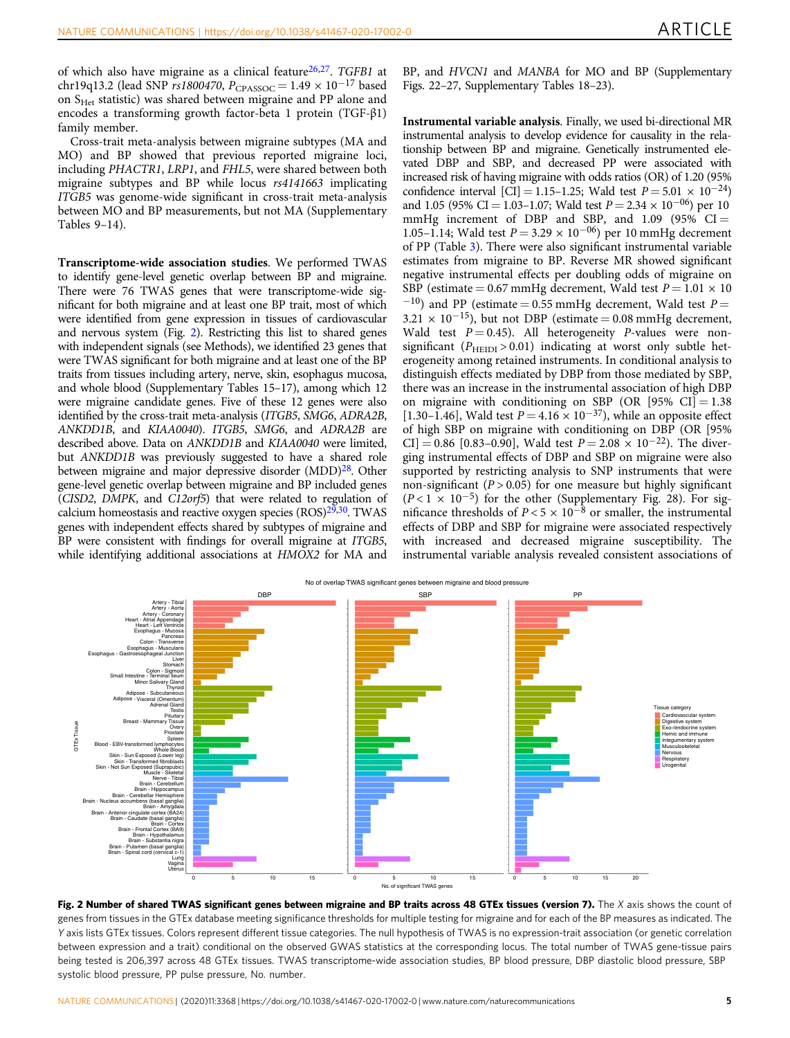of which also have migraine as a clinical feature[26,27]. *TGFB1* at chr19q13.2 (lead SNP *rs1800470*, $P_{CPASSOC} = 1.49 \times 10^{-17}$ based on $S_{Het}$ statistic) was shared between migraine and PP alone and encodes a transforming growth factor-beta 1 protein (TGF-β1) family member.

Cross-trait meta-analysis between migraine subtypes (MA and MO) and BP showed that previous reported migraine loci, including *PHACTR1*, *LRP1*, and *FHL5*, were shared between both migraine subtypes and BP while locus *rs4141663* implicating *ITGB5* was genome-wide significant in cross-trait meta-analysis between MO and BP measurements, but not MA (Supplementary Tables 9–14).

**Transcriptome-wide association studies**. We performed TWAS to identify gene-level genetic overlap between BP and migraine. There were 76 TWAS genes that were transcriptome-wide significant for both migraine and at least one BP trait, most of which were identified from gene expression in tissues of cardiovascular and nervous system (Fig. 2). Restricting this list to shared genes with independent signals (see Methods), we identified 23 genes that were TWAS significant for both migraine and at least one of the BP traits from tissues including artery, nerve, skin, esophagus mucosa, and whole blood (Supplementary Tables 15–17), among which 12 were migraine candidate genes. Five of these 12 genes were also identified by the cross-trait meta-analysis (*ITGB5*, *SMG6*, *ADRA2B*, *ANKDD1B*, and *KIAA0040*). *ITGB5*, *SMG6*, and *ADRA2B* are described above. Data on *ANKDD1B* and *KIAA0040* were limited, but *ANKDD1B* was previously suggested to have a shared role between migraine and major depressive disorder (MDD)[28]. Other gene-level genetic overlap between migraine and BP included genes (*CISD2*, *DMPK*, and *C12orf5*) that were related to regulation of calcium homeostasis and reactive oxygen species (ROS)[29,30]. TWAS genes with independent effects shared by subtypes of migraine and BP were consistent with findings for overall migraine at *ITGB5*, while identifying additional associations at *HMOX2* for MA and BP, and *HVCN1* and *MANBA* for MO and BP (Supplementary Figs. 22–27, Supplementary Tables 18–23).

**Instrumental variable analysis**. Finally, we used bi-directional MR instrumental analysis to develop evidence for causality in the relationship between BP and migraine. Genetically instrumented elevated DBP and SBP, and decreased PP were associated with increased risk of having migraine with odds ratios (OR) of 1.20 (95% confidence interval [CI] = 1.15–1.25; Wald test $P = 5.01 \times 10^{-24}$) and 1.05 (95% CI = 1.03–1.07; Wald test $P = 2.34 \times 10^{-06}$) per 10 mmHg increment of DBP and SBP, and 1.09 (95% CI = 1.05–1.14; Wald test $P = 3.29 \times 10^{-06}$) per 10 mmHg decrement of PP (Table 3). There were also significant instrumental variable estimates from migraine to BP. Reverse MR showed significant negative instrumental effects per doubling odds of migraine on SBP (estimate = 0.67 mmHg decrement, Wald test $P = 1.01 \times 10^{-10}$) and PP (estimate = 0.55 mmHg decrement, Wald test $P = 3.21 \times 10^{-15}$), but not DBP (estimate = 0.08 mmHg decrement, Wald test $P = 0.45$). All heterogeneity *P*-values were non-significant ($P_{HEIDI} > 0.01$) indicating at worst only subtle heterogeneity among retained instruments. In conditional analysis to distinguish effects mediated by DBP from those mediated by SBP, there was an increase in the instrumental association of high DBP on migraine with conditioning on SBP (OR [95% CI] = 1.38 [1.30–1.46], Wald test $P = 4.16 \times 10^{-37}$), while an opposite effect of high SBP on migraine with conditioning on DBP (OR [95% CI] = 0.86 [0.83–0.90], Wald test $P = 2.08 \times 10^{-22}$). The diverging instrumental effects of DBP and SBP on migraine were also supported by restricting analysis to SNP instruments that were non-significant ($P > 0.05$) for one measure but highly significant ($P < 1 \times 10^{-5}$) for the other (Supplementary Fig. 28). For significance thresholds of $P < 5 \times 10^{-8}$ or smaller, the instrumental effects of DBP and SBP for migraine were associated respectively with increased and decreased migraine susceptibility. The instrumental variable analysis revealed consistent associations of

**Fig. 2 Number of shared TWAS significant genes between migraine and BP traits across 48 GTEx tissues (version 7).** The *X* axis shows the count of genes from tissues in the GTEx database meeting significance thresholds for multiple testing for migraine and for each of the BP measures as indicated. The *Y* axis lists GTEx tissues. Colors represent different tissue categories. The null hypothesis of TWAS is no expression-trait association (or genetic correlation between expression and a trait) conditional on the observed GWAS statistics at the corresponding locus. The total number of TWAS gene-tissue pairs being tested is 206,397 across 48 GTEx tissues. TWAS transcriptome-wide association studies, BP blood pressure, DBP diastolic blood pressure, SBP systolic blood pressure, PP pulse pressure, No. number.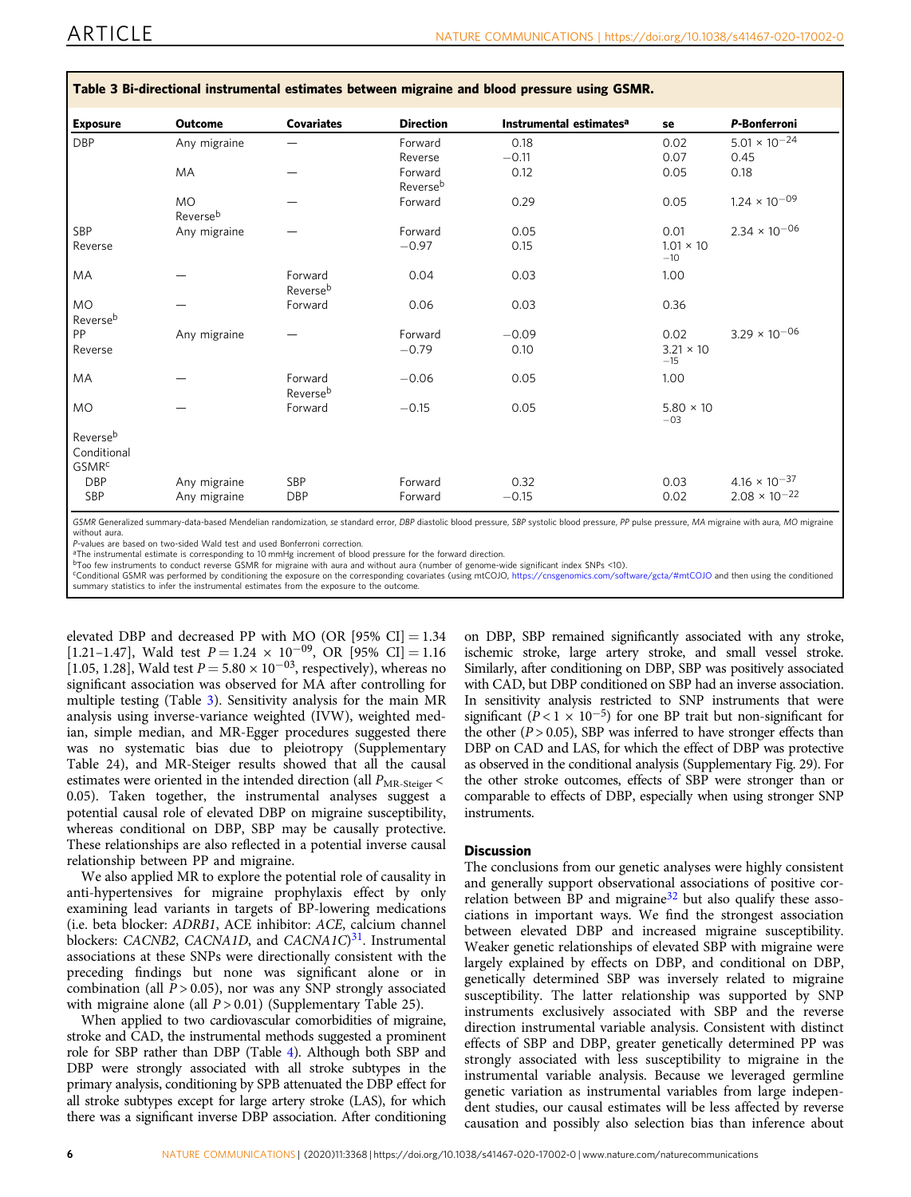**Table 3 Bi-directional instrumental estimates between migraine and blood pressure using GSMR.**

| Exposure | Outcome | Covariates | Direction | Instrumental estimates[a] | se | *P*-Bonferroni |
|---|---|---|---|---|---|---|
| DBP | Any migraine | — | Forward | 0.18 | 0.02 | $5.01 \times 10^{-24}$ |
| | | | Reverse | −0.11 | 0.07 | 0.45 |
| | MA | — | Forward | 0.12 | 0.05 | 0.18 |
| | | | Reverse[b] | | | |
| | MO | — | Forward | 0.29 | 0.05 | $1.24 \times 10^{-09}$ |
| | Reverse[b] | | | | | |
| SBP | Any migraine | — | Forward | 0.05 | 0.01 | $2.34 \times 10^{-06}$ |
| Reverse | | | −0.97 | 0.15 | $1.01 \times 10^{-10}$ | |
| MA | — | Forward | 0.04 | 0.03 | 1.00 | |
| | | Reverse[b] | | | | |
| MO | — | Forward | 0.06 | 0.03 | 0.36 | |
| Reverse[b] | | | | | | |
| PP | Any migraine | — | Forward | −0.09 | 0.02 | $3.29 \times 10^{-06}$ |
| Reverse | | | −0.79 | 0.10 | $3.21 \times 10^{-15}$ | |
| MA | — | Forward | −0.06 | 0.05 | 1.00 | |
| | | Reverse[b] | | | | |
| MO | — | Forward | −0.15 | 0.05 | $5.80 \times 10^{-03}$ | |
| Reverse[b] | | | | | | |
| Conditional GSMR[c] | | | | | | |
| DBP | Any migraine | SBP | Forward | 0.32 | 0.03 | $4.16 \times 10^{-37}$ |
| SBP | Any migraine | DBP | Forward | −0.15 | 0.02 | $2.08 \times 10^{-22}$ |

*GSMR* Generalized summary-data-based Mendelian randomization, *se* standard error, *DBP* diastolic blood pressure, *SBP* systolic blood pressure, *PP* pulse pressure, *MA* migraine with aura, *MO* migraine without aura.
*P*-values are based on two-sided Wald test and used Bonferroni correction.
[a]The instrumental estimate is corresponding to 10 mmHg increment of blood pressure for the forward direction.
[b]Too few instruments to conduct reverse GSMR for migraine with aura and without aura (number of genome-wide significant index SNPs <10).
[c]Conditional GSMR was performed by conditioning the exposure on the corresponding covariates (using mtCOJO, https://cnsgenomics.com/software/gcta/#mtCOJO and then using the conditioned summary statistics to infer the instrumental estimates from the exposure to the outcome.

elevated DBP and decreased PP with MO (OR [95% CI] = 1.34 [1.21–1.47], Wald test $P = 1.24 \times 10^{-09}$, OR [95% CI] = 1.16 [1.05, 1.28], Wald test $P = 5.80 \times 10^{-03}$, respectively), whereas no significant association was observed for MA after controlling for multiple testing (Table 3). Sensitivity analysis for the main MR analysis using inverse-variance weighted (IVW), weighted median, simple median, and MR-Egger procedures suggested there was no systematic bias due to pleiotropy (Supplementary Table 24), and MR-Steiger results showed that all the causal estimates were oriented in the intended direction (all $P_{\text{MR-Steiger}} < 0.05$). Taken together, the instrumental analyses suggest a potential causal role of elevated DBP on migraine susceptibility, whereas conditional on DBP, SBP may be causally protective. These relationships are also reflected in a potential inverse causal relationship between PP and migraine.

We also applied MR to explore the potential role of causality in anti-hypertensives for migraine prophylaxis effect by only examining lead variants in targets of BP-lowering medications (i.e. beta blocker: *ADRB1*, ACE inhibitor: *ACE*, calcium channel blockers: *CACNB2*, *CACNA1D*, and *CACNA1C*)[31]. Instrumental associations at these SNPs were directionally consistent with the preceding findings but none was significant alone or in combination (all $P > 0.05$), nor was any SNP strongly associated with migraine alone (all $P > 0.01$) (Supplementary Table 25).

When applied to two cardiovascular comorbidities of migraine, stroke and CAD, the instrumental methods suggested a prominent role for SBP rather than DBP (Table 4). Although both SBP and DBP were strongly associated with all stroke subtypes in the primary analysis, conditioning by SPB attenuated the DBP effect for all stroke subtypes except for large artery stroke (LAS), for which there was a significant inverse DBP association. After conditioning on DBP, SBP remained significantly associated with any stroke, ischemic stroke, large artery stroke, and small vessel stroke. Similarly, after conditioning on DBP, SBP was positively associated with CAD, but DBP conditioned on SBP had an inverse association. In sensitivity analysis restricted to SNP instruments that were significant ($P < 1 \times 10^{-5}$) for one BP trait but non-significant for the other ($P > 0.05$), SBP was inferred to have stronger effects than DBP on CAD and LAS, for which the effect of DBP was protective as observed in the conditional analysis (Supplementary Fig. 29). For the other stroke outcomes, effects of SBP were stronger than or comparable to effects of DBP, especially when using stronger SNP instruments.

## Discussion

The conclusions from our genetic analyses were highly consistent and generally support observational associations of positive correlation between BP and migraine[32] but also qualify these associations in important ways. We find the strongest association between elevated DBP and increased migraine susceptibility. Weaker genetic relationships of elevated SBP with migraine were largely explained by effects on DBP, and conditional on DBP, genetically determined SBP was inversely related to migraine susceptibility. The latter relationship was supported by SNP instruments exclusively associated with SBP and the reverse direction instrumental variable analysis. Consistent with distinct effects of SBP and DBP, greater genetically determined PP was strongly associated with less susceptibility to migraine in the instrumental variable analysis. Because we leveraged germline genetic variation as instrumental variables from large independent studies, our causal estimates will be less affected by reverse causation and possibly also selection bias than inference about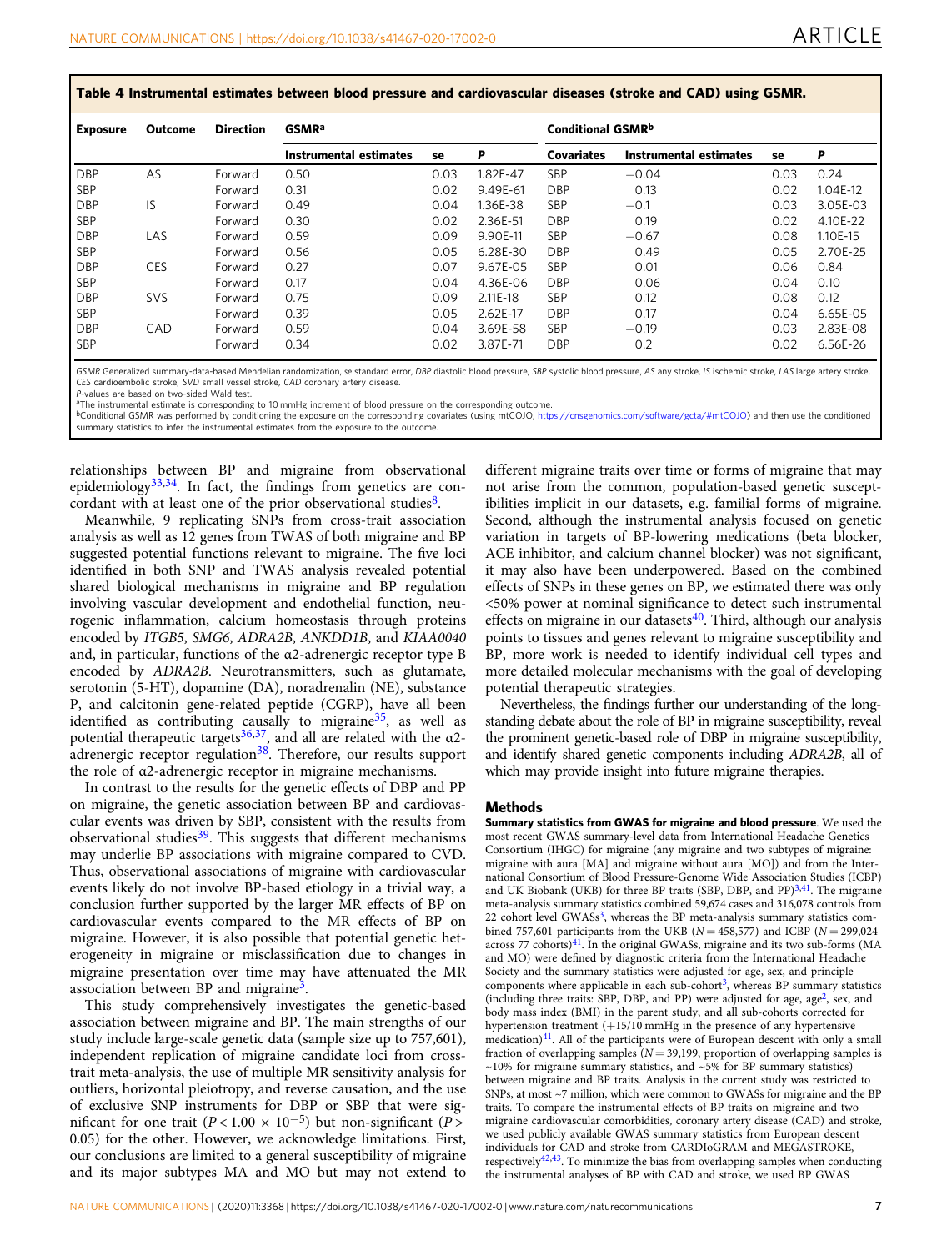**Table 4 Instrumental estimates between blood pressure and cardiovascular diseases (stroke and CAD) using GSMR.**

| Exposure | Outcome | Direction | GSMR[a] | | | Conditional GSMR[b] | | | |
|---|---|---|---|---|---|---|---|---|---|
| | | | Instrumental estimates | se | P | Covariates | Instrumental estimates | se | P |
| DBP | AS | Forward | 0.50 | 0.03 | 1.82E-47 | SBP | −0.04 | 0.03 | 0.24 |
| SBP | | Forward | 0.31 | 0.02 | 9.49E-61 | DBP | 0.13 | 0.02 | 1.04E-12 |
| DBP | IS | Forward | 0.49 | 0.04 | 1.36E-38 | SBP | −0.1 | 0.03 | 3.05E-03 |
| SBP | | Forward | 0.30 | 0.02 | 2.36E-51 | DBP | 0.19 | 0.02 | 4.10E-22 |
| DBP | LAS | Forward | 0.59 | 0.09 | 9.90E-11 | SBP | −0.67 | 0.08 | 1.10E-15 |
| SBP | | Forward | 0.56 | 0.05 | 6.28E-30 | DBP | 0.49 | 0.05 | 2.70E-25 |
| DBP | CES | Forward | 0.27 | 0.07 | 9.67E-05 | SBP | 0.01 | 0.06 | 0.84 |
| SBP | | Forward | 0.17 | 0.04 | 4.36E-06 | DBP | 0.06 | 0.04 | 0.10 |
| DBP | SVS | Forward | 0.75 | 0.09 | 2.11E-18 | SBP | 0.12 | 0.08 | 0.12 |
| SBP | | Forward | 0.39 | 0.05 | 2.62E-17 | DBP | 0.17 | 0.04 | 6.65E-05 |
| DBP | CAD | Forward | 0.59 | 0.04 | 3.69E-58 | SBP | −0.19 | 0.03 | 2.83E-08 |
| SBP | | Forward | 0.34 | 0.02 | 3.87E-71 | DBP | 0.2 | 0.02 | 6.56E-26 |

GSMR Generalized summary-data-based Mendelian randomization, se standard error, DBP diastolic blood pressure, SBP systolic blood pressure, AS any stroke, IS ischemic stroke, LAS large artery stroke, CES cardioembolic stroke, SVD small vessel stroke, CAD coronary artery disease.
P-values are based on two-sided Wald test.
[a]The instrumental estimate is corresponding to 10 mmHg increment of blood pressure on the corresponding outcome.
[b]Conditional GSMR was performed by conditioning the exposure on the corresponding covariates (using mtCOJO, https://cnsgenomics.com/software/gcta/#mtCOJO) and then use the conditioned summary statistics to infer the instrumental estimates from the exposure to the outcome.

relationships between BP and migraine from observational epidemiology[33,34]. In fact, the findings from genetics are concordant with at least one of the prior observational studies[8].

Meanwhile, 9 replicating SNPs from cross-trait association analysis as well as 12 genes from TWAS of both migraine and BP suggested potential functions relevant to migraine. The five loci identified in both SNP and TWAS analysis revealed potential shared biological mechanisms in migraine and BP regulation involving vascular development and endothelial function, neurogenic inflammation, calcium homeostasis through proteins encoded by *ITGB5*, *SMG6*, *ADRA2B*, *ANKDD1B*, and *KIAA0040* and, in particular, functions of the α2-adrenergic receptor type B encoded by *ADRA2B*. Neurotransmitters, such as glutamate, serotonin (5-HT), dopamine (DA), noradrenalin (NE), substance P, and calcitonin gene-related peptide (CGRP), have all been identified as contributing causally to migraine[35], as well as potential therapeutic targets[36,37], and all are related with the α2-adrenergic receptor regulation[38]. Therefore, our results support the role of α2-adrenergic receptor in migraine mechanisms.

In contrast to the results for the genetic effects of DBP and PP on migraine, the genetic association between BP and cardiovascular events was driven by SBP, consistent with the results from observational studies[39]. This suggests that different mechanisms may underlie BP associations with migraine compared to CVD. Thus, observational associations of migraine with cardiovascular events likely do not involve BP-based etiology in a trivial way, a conclusion further supported by the larger MR effects of BP on cardiovascular events compared to the MR effects of BP on migraine. However, it is also possible that potential genetic heterogeneity in migraine or misclassification due to changes in migraine presentation over time may have attenuated the MR association between BP and migraine[3].

This study comprehensively investigates the genetic-based association between migraine and BP. The main strengths of our study include large-scale genetic data (sample size up to 757,601), independent replication of migraine candidate loci from cross-trait meta-analysis, the use of multiple MR sensitivity analysis for outliers, horizontal pleiotropy, and reverse causation, and the use of exclusive SNP instruments for DBP or SBP that were significant for one trait ($P < 1.00 \times 10^{-5}$) but non-significant ($P > 0.05$) for the other. However, we acknowledge limitations. First, our conclusions are limited to a general susceptibility of migraine and its major subtypes MA and MO but may not extend to different migraine traits over time or forms of migraine that may not arise from the common, population-based genetic susceptibilities implicit in our datasets, e.g. familial forms of migraine. Second, although the instrumental analysis focused on genetic variation in targets of BP-lowering medications (beta blocker, ACE inhibitor, and calcium channel blocker) was not significant, it may also have been underpowered. Based on the combined effects of SNPs in these genes on BP, we estimated there was only <50% power at nominal significance to detect such instrumental effects on migraine in our datasets[40]. Third, although our analysis points to tissues and genes relevant to migraine susceptibility and BP, more work is needed to identify individual cell types and more detailed molecular mechanisms with the goal of developing potential therapeutic strategies.

Nevertheless, the findings further our understanding of the long-standing debate about the role of BP in migraine susceptibility, reveal the prominent genetic-based role of DBP in migraine susceptibility, and identify shared genetic components including *ADRA2B*, all of which may provide insight into future migraine therapies.

## Methods

**Summary statistics from GWAS for migraine and blood pressure**. We used the most recent GWAS summary-level data from International Headache Genetics Consortium (IHGC) for migraine (any migraine and two subtypes of migraine: migraine with aura [MA] and migraine without aura [MO]) and from the International Consortium of Blood Pressure-Genome Wide Association Studies (ICBP) and UK Biobank (UKB) for three BP traits (SBP, DBP, and PP)[3,41]. The migraine meta-analysis summary statistics combined 59,674 cases and 316,078 controls from 22 cohort level GWASs[3], whereas the BP meta-analysis summary statistics combined 757,601 participants from the UKB ($N = 458,577$) and ICBP ($N = 299,024$ across 77 cohorts)[41]. In the original GWASs, migraine and its two sub-forms (MA and MO) were defined by diagnostic criteria from the International Headache Society and the summary statistics were adjusted for age, sex, and principle components where applicable in each sub-cohort[3], whereas BP summary statistics (including three traits: SBP, DBP, and PP) were adjusted for age, age[2], sex, and body mass index (BMI) in the parent study, and all sub-cohorts corrected for hypertension treatment (+15/10 mmHg in the presence of any hypertensive medication)[41]. All of the participants were of European descent with only a small fraction of overlapping samples ($N = 39,199$, proportion of overlapping samples is ~10% for migraine summary statistics, and ~5% for BP summary statistics) between migraine and BP traits. Analysis in the current study was restricted to SNPs, at most ~7 million, which were common to GWASs for migraine and the BP traits. To compare the instrumental effects of BP traits on migraine and two migraine cardiovascular comorbidities, coronary artery disease (CAD) and stroke, we used publicly available GWAS summary statistics from European descent individuals for CAD and stroke from CARDIoGRAM and MEGASTROKE, respectively[42,43]. To minimize the bias from overlapping samples when conducting the instrumental analyses of BP with CAD and stroke, we used BP GWAS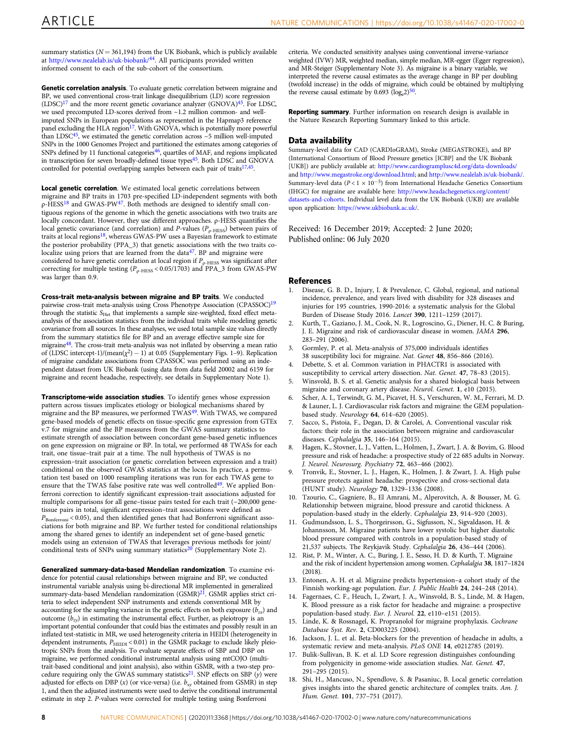summary statistics ($N = 361{,}194$) from the UK Biobank, which is publicly available at http://www.nealelab.is/uk-biobank/[44]. All participants provided written informed consent to each of the sub-cohort of the consortium.

**Genetic correlation analysis**. To evaluate genetic correlation between migraine and BP, we used conventional cross-trait linkage disequilibrium (LD) score regression (LDSC)[17] and the more recent genetic covariance analyzer (GNOVA)[45]. For LDSC, we used precomputed LD-scores derived from ~1.2 million common- and well-imputed SNPs in European populations as represented in the Hapmap3 reference panel excluding the HLA region[17]. With GNOVA, which is potentially more powerful than LDSC[45], we estimated the genetic correlation across ~5 million well-imputed SNPs in the 1000 Genomes Project and partitioned the estimates among categories of SNPs defined by 11 functional categories[46], quartiles of MAF, and regions implicated in transcription for seven broadly-defined tissue types[45]. Both LDSC and GNOVA controlled for potential overlapping samples between each pair of traits[17,45].

**Local genetic correlation**. We estimated local genetic correlations between migraine and BP traits in 1703 pre-specified LD-independent segments with both ρ-HESS[18] and GWAS-PW[47]. Both methods are designed to identify small contiguous regions of the genome in which the genetic associations with two traits are locally concordant. However, they use different approaches. ρ-HESS quantifies the local genetic covariance (and correlation) and P-values ($P_{\rho\text{-HESS}}$) between pairs of traits at local regions[18], whereas GWAS-PW uses a Bayesian framework to estimate the posterior probability (PPA_3) that genetic associations with the two traits co-localize using priors that are learned from the data[47]. BP and migraine were considered to have genetic correlation at local region if $P_{\rho\text{-HESS}}$ was significant after correcting for multiple testing ($P_{\rho\text{-HESS}} < 0.05/1703$) and PPA_3 from GWAS-PW was larger than 0.9.

**Cross-trait meta-analysis between migraine and BP traits**. We conducted pairwise cross-trait meta-analysis using Cross Phenotype Association (CPASSOC)[19] through the statistic $S_{\text{Het}}$ that implements a sample size-weighted, fixed effect meta-analysis of the association statistics from the individual traits while modeling genetic covariance from all sources. In these analyses, we used total sample size values directly from the summary statistics file for BP and an average effective sample size for migraine[48]. The cross-trait meta-analysis was not inflated by observing a mean ratio of (LDSC intercept-1)/(mean($\chi^2$) − 1) at 0.05 (Supplementary Figs. 1–9). Replication of migraine candidate associations from CPASSOC was performed using an independent dataset from UK Biobank (using data from data field 20002 and 6159 for migraine and recent headache, respectively, see details in Supplementary Note 1).

**Transcriptome-wide association studies**. To identify genes whose expression pattern across tissues implicates etiology or biological mechanisms shared by migraine and the BP measures, we performed TWAS[49]. With TWAS, we compared gene-based models of genetic effects on tissue-specific gene expression from GTEx v.7 for migraine and the BP measures from the GWAS summary statistics to estimate strength of association between concordant gene-based genetic influences on gene expression on migraine or BP. In total, we performed 48 TWASs for each trait, one tissue–trait pair at a time. The null hypothesis of TWAS is no expression–trait association (or genetic correlation between expression and a trait) conditional on the observed GWAS statistics at the locus. In practice, a permutation test based on 1000 resampling iterations was run for each TWAS gene to ensure that the TWAS false positive rate was well controlled[49]. We applied Bonferroni correction to identify significant expression-trait associations adjusted for multiple comparisons for all gene–tissue pairs tested for each trait (~200,000 gene-tissue pairs in total, significant expression–trait associations were defined as $P_{\text{Bonferroni}} < 0.05$), and then identified genes that had Bonferroni significant associations for both migraine and BP. We further tested for conditional relationships among the shared genes to identify an independent set of gene-based genetic models using an extension of TWAS that leverages previous methods for joint/conditional tests of SNPs using summary statistics[20] (Supplementary Note 2).

**Generalized summary-data-based Mendelian randomization**. To examine evidence for potential causal relationships between migraine and BP, we conducted instrumental variable analysis using bi-directional MR implemented in generalized summary-data-based Mendelian randomization (GSMR)[21]. GSMR applies strict criteria to select independent SNP instruments and extends conventional MR by accounting for the sampling variance in the genetic effects on both exposure ($b_{zx}$) and outcome ($b_{zy}$) in estimating the instrumental effect. Further, as pleiotropy is an important potential confounder that could bias the estimates and possibly result in an inflated test-statistic in MR, we used heterogeneity criteria in HEIDI (heterogeneity in dependent instruments, $P_{\text{HEIDI}} < 0.01$) in the GSMR package to exclude likely pleiotropic SNPs from the analysis. To evaluate separate effects of SBP and DBP on migraine, we performed conditional instrumental analysis using mtCOJO (multi-trait-based conditional and joint analysis), also within GSMR, with a two-step procedure requiring only the GWAS summary statistics[21]. SNP effects on SBP ($y$) were adjusted for effects on DBP ($x$) (or vice-versa) (i.e. $b_{xy}$ obtained from GSMR) in step 1, and then the adjusted instruments were used to derive the conditional instrumental estimate in step 2. P-values were corrected for multiple testing using Bonferroni criteria. We conducted sensitivity analyses using conventional inverse-variance weighted (IVW) MR, weighted median, simple median, MR-egger (Egger regression), and MR-Steiger (Supplementary Note 3). As migraine is a binary variable, we interpreted the reverse causal estimates as the average change in BP per doubling (twofold increase) in the odds of migraine, which could be obtained by multiplying the reverse causal estimate by 0.693 ($\log_e 2$)[50].

**Reporting summary**. Further information on research design is available in the Nature Research Reporting Summary linked to this article.

## Data availability

Summary-level data for CAD (CARDIoGRAM), Stroke (MEGASTROKE), and BP (International Consortium of Blood Pressure genetics [ICBP] and the UK Biobank [UKB]) are publicly available at: http://www.cardiogramplusc4d.org/data-downloads/ and http://www.megastroke.org/download.html; and http://www.nealelab.is/uk-biobank/. Summary-level data ($P < 1 \times 10^{-5}$) from International Headache Genetics Consortium (IHGC) for migraine are available here: http://www.headachegenetics.org/content/datasets-and-cohorts. Individual level data from the UK Biobank (UKB) are available upon application: https://www.ukbiobank.ac.uk/.

Received: 16 December 2019; Accepted: 2 June 2020;
Published online: 06 July 2020

## References

1. Disease, G. B. D., Injury, I. & Prevalence, C. Global, regional, and national incidence, prevalence, and years lived with disability for 328 diseases and injuries for 195 countries, 1990-2016: a systematic analysis for the Global Burden of Disease Study 2016. *Lancet* **390**, 1211–1259 (2017).
2. Kurth, T., Gaziano, J. M., Cook, N. R., Logroscino, G., Diener, H. C. & Buring, J. E. Migraine and risk of cardiovascular disease in women. *JAMA* **296**, 283–291 (2006).
3. Gormley, P. et al. Meta-analysis of 375,000 individuals identifies 38 susceptibility loci for migraine. *Nat. Genet* **48**, 856–866 (2016).
4. Debette, S. et al. Common variation in PHACTR1 is associated with susceptibility to cervical artery dissection. *Nat. Genet.* **47**, 78–83 (2015).
5. Winsvold, B. S. et al. Genetic analysis for a shared biological basis between migraine and coronary artery disease. *Neurol. Genet.* **1**, e10 (2015).
6. Scher, A. I., Terwindt, G. M., Picavet, H. S., Verschuren, W. M., Ferrari, M. D. & Launer, L. J. Cardiovascular risk factors and migraine: the GEM population-based study. *Neurology* **64**, 614–620 (2005).
7. Sacco, S., Pistoia, F., Degan, D. & Carolei, A. Conventional vascular risk factors: their role in the association between migraine and cardiovascular diseases. *Cephalalgia* **35**, 146–164 (2015).
8. Hagen, K., Stovner, L. J., Vatten, L., Holmen, J., Zwart, J. A. & Bovim, G. Blood pressure and risk of headache: a prospective study of 22 685 adults in Norway. *J. Neurol. Neurosurg. Psychiatry* **72**, 463–466 (2002).
9. Tronvik, E., Stovner, L. J., Hagen, K., Holmen, J. & Zwart, J. A. High pulse pressure protects against headache: prospective and cross-sectional data (HUNT study). *Neurology* **70**, 1329–1336 (2008).
10. Tzourio, C., Gagniere, B., El Amrani, M., Alperovitch, A. & Bousser, M. G. Relationship between migraine, blood pressure and carotid thickness. A population-based study in the elderly. *Cephalalgia* **23**, 914–920 (2003).
11. Gudmundsson, L. S., Thorgeirsson, G., Sigfusson, N., Sigvaldason, H. & Johannsson, M. Migraine patients have lower systolic but higher diastolic blood pressure compared with controls in a population-based study of 21,537 subjects. The Reykjavik Study. *Cephalalgia* **26**, 436–444 (2006).
12. Rist, P. M., Winter, A. C., Buring, J. E., Sesso, H. D. & Kurth, T. Migraine and the risk of incident hypertension among women. *Cephalalgia* **38**, 1817–1824 (2018).
13. Entonen, A. H. et al. Migraine predicts hypertension–a cohort study of the Finnish working-age population. *Eur. J. Public Health* **24**, 244–248 (2014).
14. Fagernaes, C. F., Heuch, I., Zwart, J. A., Winsvold, B. S., Linde, M. & Hagen, K. Blood pressure as a risk factor for headache and migraine: a prospective population-based study. *Eur. J. Neurol.* **22**, e110–e151 (2015).
15. Linde, K. & Rossnagel, K. Propranolol for migraine prophylaxis. *Cochrane Database Syst. Rev.* **2**, CD003225 (2004).
16. Jackson, J. L. et al. Beta-blockers for the prevention of headache in adults, a systematic review and meta-analysis. *PLoS ONE* **14**, e0212785 (2019).
17. Bulik-Sullivan, B. K. et al. LD Score regression distinguishes confounding from polygenicity in genome-wide association studies. *Nat. Genet.* **47**, 291–295 (2015).
18. Shi, H., Mancuso, N., Spendlove, S. & Pasaniuc, B. Local genetic correlation gives insights into the shared genetic architecture of complex traits. *Am. J. Hum. Genet.* **101**, 737–751 (2017).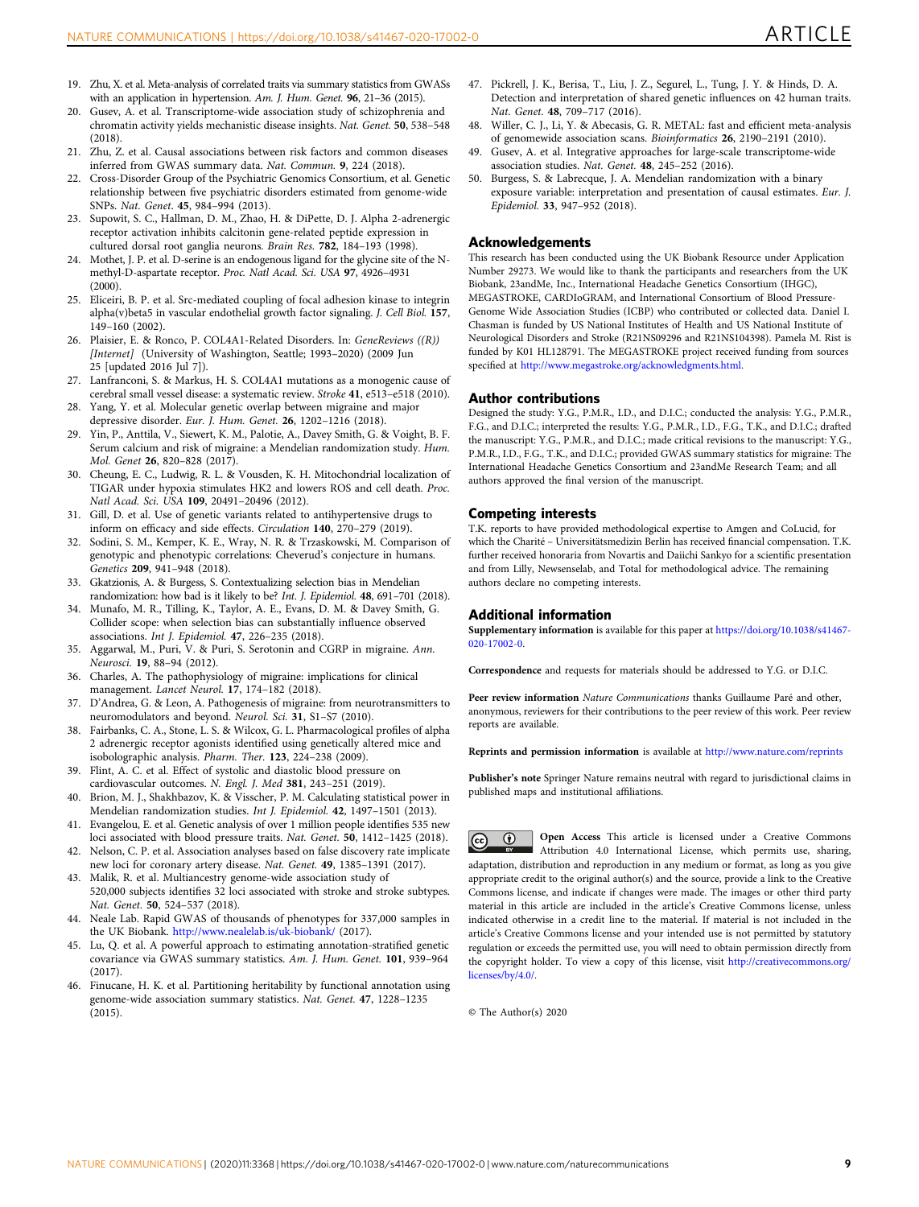19. Zhu, X. et al. Meta-analysis of correlated traits via summary statistics from GWASs with an application in hypertension. *Am. J. Hum. Genet.* **96**, 21–36 (2015).
20. Gusev, A. et al. Transcriptome-wide association study of schizophrenia and chromatin activity yields mechanistic disease insights. *Nat. Genet.* **50**, 538–548 (2018).
21. Zhu, Z. et al. Causal associations between risk factors and common diseases inferred from GWAS summary data. *Nat. Commun.* **9**, 224 (2018).
22. Cross-Disorder Group of the Psychiatric Genomics Consortium, et al. Genetic relationship between five psychiatric disorders estimated from genome-wide SNPs. *Nat. Genet.* **45**, 984–994 (2013).
23. Supowit, S. C., Hallman, D. M., Zhao, H. & DiPette, D. J. Alpha 2-adrenergic receptor activation inhibits calcitonin gene-related peptide expression in cultured dorsal root ganglia neurons. *Brain Res.* **782**, 184–193 (1998).
24. Mothet, J. P. et al. D-serine is an endogenous ligand for the glycine site of the N-methyl-D-aspartate receptor. *Proc. Natl Acad. Sci. USA* **97**, 4926–4931 (2000).
25. Eliceiri, B. P. et al. Src-mediated coupling of focal adhesion kinase to integrin alpha(v)beta5 in vascular endothelial growth factor signaling. *J. Cell Biol.* **157**, 149–160 (2002).
26. Plaisier, E. & Ronco, P. COL4A1-Related Disorders. In: *GeneReviews ((R)) [Internet]* (University of Washington, Seattle; 1993–2020) (2009 Jun 25 [updated 2016 Jul 7]).
27. Lanfranconi, S. & Markus, H. S. COL4A1 mutations as a monogenic cause of cerebral small vessel disease: a systematic review. *Stroke* **41**, e513–e518 (2010).
28. Yang, Y. et al. Molecular genetic overlap between migraine and major depressive disorder. *Eur. J. Hum. Genet.* **26**, 1202–1216 (2018).
29. Yin, P., Anttila, V., Siewert, K. M., Palotie, A., Davey Smith, G. & Voight, B. F. Serum calcium and risk of migraine: a Mendelian randomization study. *Hum. Mol. Genet* **26**, 820–828 (2017).
30. Cheung, E. C., Ludwig, R. L. & Vousden, K. H. Mitochondrial localization of TIGAR under hypoxia stimulates HK2 and lowers ROS and cell death. *Proc. Natl Acad. Sci. USA* **109**, 20491–20496 (2012).
31. Gill, D. et al. Use of genetic variants related to antihypertensive drugs to inform on efficacy and side effects. *Circulation* **140**, 270–279 (2019).
32. Sodini, S. M., Kemper, K. E., Wray, N. R. & Trzaskowski, M. Comparison of genotypic and phenotypic correlations: Cheverud's conjecture in humans. *Genetics* **209**, 941–948 (2018).
33. Gkatzionis, A. & Burgess, S. Contextualizing selection bias in Mendelian randomization: how bad is it likely to be? *Int. J. Epidemiol.* **48**, 691–701 (2018).
34. Munafo, M. R., Tilling, K., Taylor, A. E., Evans, D. M. & Davey Smith, G. Collider scope: when selection bias can substantially influence observed associations. *Int J. Epidemiol.* **47**, 226–235 (2018).
35. Aggarwal, M., Puri, V. & Puri, S. Serotonin and CGRP in migraine. *Ann. Neurosci.* **19**, 88–94 (2012).
36. Charles, A. The pathophysiology of migraine: implications for clinical management. *Lancet Neurol.* **17**, 174–182 (2018).
37. D'Andrea, G. & Leon, A. Pathogenesis of migraine: from neurotransmitters to neuromodulators and beyond. *Neurol. Sci.* **31**, S1–S7 (2010).
38. Fairbanks, C. A., Stone, L. S. & Wilcox, G. L. Pharmacological profiles of alpha 2 adrenergic receptor agonists identified using genetically altered mice and isobolographic analysis. *Pharm. Ther.* **123**, 224–238 (2009).
39. Flint, A. C. et al. Effect of systolic and diastolic blood pressure on cardiovascular outcomes. *N. Engl. J. Med* **381**, 243–251 (2019).
40. Brion, M. J., Shakhbazov, K. & Visscher, P. M. Calculating statistical power in Mendelian randomization studies. *Int J. Epidemiol.* **42**, 1497–1501 (2013).
41. Evangelou, E. et al. Genetic analysis of over 1 million people identifies 535 new loci associated with blood pressure traits. *Nat. Genet.* **50**, 1412–1425 (2018).
42. Nelson, C. P. et al. Association analyses based on false discovery rate implicate new loci for coronary artery disease. *Nat. Genet.* **49**, 1385–1391 (2017).
43. Malik, R. et al. Multiancestry genome-wide association study of 520,000 subjects identifies 32 loci associated with stroke and stroke subtypes. *Nat. Genet.* **50**, 524–537 (2018).
44. Neale Lab. Rapid GWAS of thousands of phenotypes for 337,000 samples in the UK Biobank. http://www.nealelab.is/uk-biobank/ (2017).
45. Lu, Q. et al. A powerful approach to estimating annotation-stratified genetic covariance via GWAS summary statistics. *Am. J. Hum. Genet.* **101**, 939–964 (2017).
46. Finucane, H. K. et al. Partitioning heritability by functional annotation using genome-wide association summary statistics. *Nat. Genet.* **47**, 1228–1235 (2015).
47. Pickrell, J. K., Berisa, T., Liu, J. Z., Segurel, L., Tung, J. Y. & Hinds, D. A. Detection and interpretation of shared genetic influences on 42 human traits. *Nat. Genet.* **48**, 709–717 (2016).
48. Willer, C. J., Li, Y. & Abecasis, G. R. METAL: fast and efficient meta-analysis of genomewide association scans. *Bioinformatics* **26**, 2190–2191 (2010).
49. Gusev, A. et al. Integrative approaches for large-scale transcriptome-wide association studies. *Nat. Genet.* **48**, 245–252 (2016).
50. Burgess, S. & Labrecque, J. A. Mendelian randomization with a binary exposure variable: interpretation and presentation of causal estimates. *Eur. J. Epidemiol.* **33**, 947–952 (2018).

## Acknowledgements

This research has been conducted using the UK Biobank Resource under Application Number 29273. We would like to thank the participants and researchers from the UK Biobank, 23andMe, Inc., International Headache Genetics Consortium (IHGC), MEGASTROKE, CARDIoGRAM, and International Consortium of Blood Pressure-Genome Wide Association Studies (ICBP) who contributed or collected data. Daniel I. Chasman is funded by US National Institutes of Health and US National Institute of Neurological Disorders and Stroke (R21NS09296 and R21NS104398). Pamela M. Rist is funded by K01 HL128791. The MEGASTROKE project received funding from sources specified at http://www.megastroke.org/acknowledgments.html.

## Author contributions

Designed the study: Y.G., P.M.R., I.D., and D.I.C.; conducted the analysis: Y.G., P.M.R., F.G., and D.I.C.; interpreted the results: Y.G., P.M.R., I.D., F.G., T.K., and D.I.C.; drafted the manuscript: Y.G., P.M.R., and D.I.C.; made critical revisions to the manuscript: Y.G., P.M.R., I.D., F.G., T.K., and D.I.C.; provided GWAS summary statistics for migraine: The International Headache Genetics Consortium and 23andMe Research Team; and all authors approved the final version of the manuscript.

## Competing interests

T.K. reports to have provided methodological expertise to Amgen and CoLucid, for which the Charité – Universitätsmedizin Berlin has received financial compensation. T.K. further received honoraria from Novartis and Daiichi Sankyo for a scientific presentation and from Lilly, Newsenselab, and Total for methodological advice. The remaining authors declare no competing interests.

## Additional information

**Supplementary information** is available for this paper at https://doi.org/10.1038/s41467-020-17002-0.

**Correspondence** and requests for materials should be addressed to Y.G. or D.I.C.

**Peer review information** *Nature Communications* thanks Guillaume Paré and other, anonymous, reviewers for their contributions to the peer review of this work. Peer review reports are available.

**Reprints and permission information** is available at http://www.nature.com/reprints

**Publisher's note** Springer Nature remains neutral with regard to jurisdictional claims in published maps and institutional affiliations.

**Open Access** This article is licensed under a Creative Commons Attribution 4.0 International License, which permits use, sharing, adaptation, distribution and reproduction in any medium or format, as long as you give appropriate credit to the original author(s) and the source, provide a link to the Creative Commons license, and indicate if changes were made. The images or other third party material in this article are included in the article's Creative Commons license, unless indicated otherwise in a credit line to the material. If material is not included in the article's Creative Commons license and your intended use is not permitted by statutory regulation or exceeds the permitted use, you will need to obtain permission directly from the copyright holder. To view a copy of this license, visit http://creativecommons.org/licenses/by/4.0/.

© The Author(s) 2020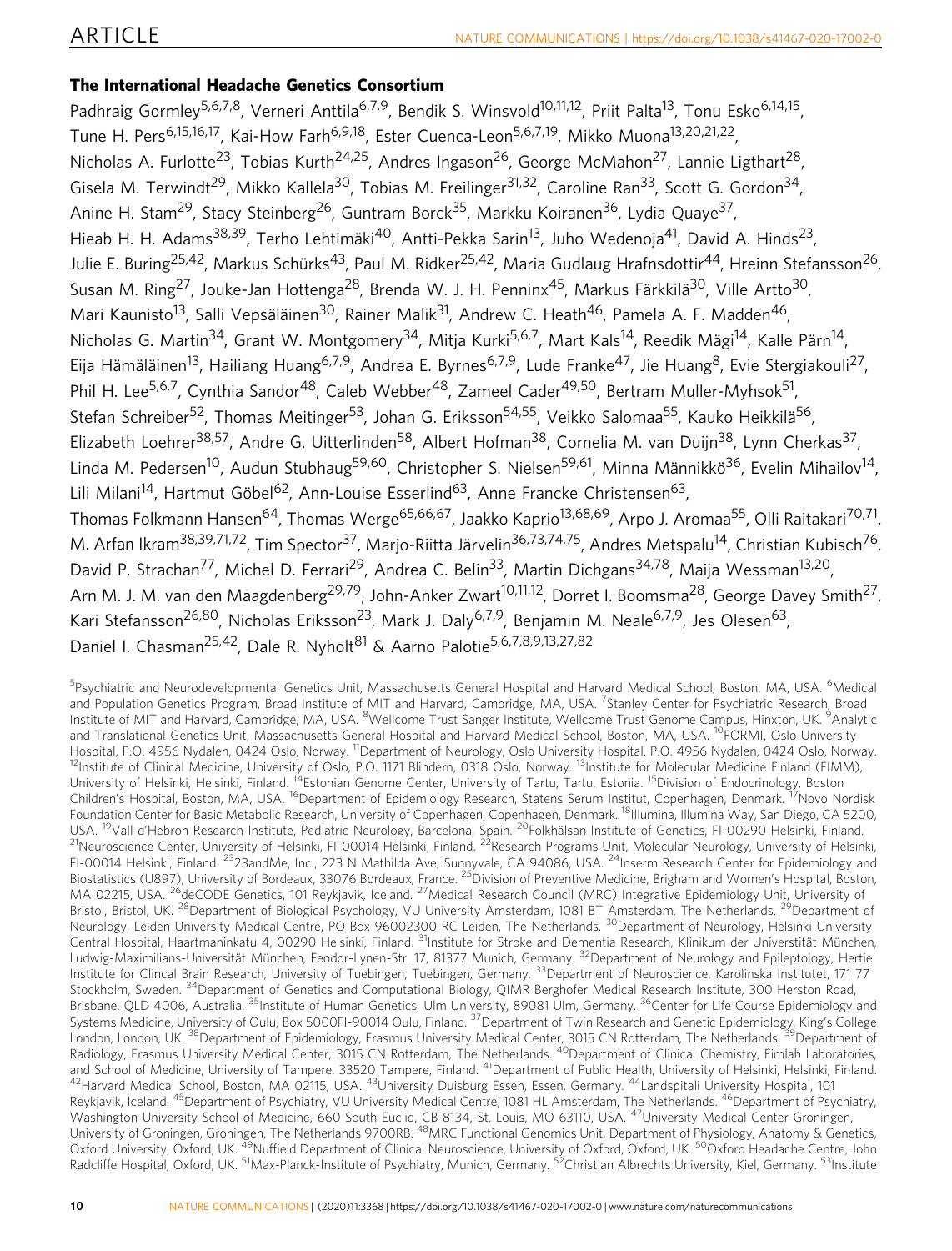### The International Headache Genetics Consortium

Padhraig Gormley[5,6,7,8], Verneri Anttila[6,7,9], Bendik S. Winsvold[10,11,12], Priit Palta[13], Tonu Esko[6,14,15], Tune H. Pers[6,15,16,17], Kai-How Farh[6,9,18], Ester Cuenca-Leon[5,6,7,19], Mikko Muona[13,20,21,22], Nicholas A. Furlotte[23], Tobias Kurth[24,25], Andres Ingason[26], George McMahon[27], Lannie Ligthart[28], Gisela M. Terwindt[29], Mikko Kallela[30], Tobias M. Freilinger[31,32], Caroline Ran[33], Scott G. Gordon[34], Anine H. Stam[29], Stacy Steinberg[26], Guntram Borck[35], Markku Koiranen[36], Lydia Quaye[37], Hieab H. H. Adams[38,39], Terho Lehtimäki[40], Antti-Pekka Sarin[13], Juho Wedenoja[41], David A. Hinds[23], Julie E. Buring[25,42], Markus Schürks[43], Paul M. Ridker[25,42], Maria Gudlaug Hrafnsdottir[44], Hreinn Stefansson[26], Susan M. Ring[27], Jouke-Jan Hottenga[28], Brenda W. J. H. Penninx[45], Markus Färkkilä[30], Ville Artto[30], Mari Kaunisto[13], Salli Vepsäläinen[30], Rainer Malik[31], Andrew C. Heath[46], Pamela A. F. Madden[46], Nicholas G. Martin[34], Grant W. Montgomery[34], Mitja Kurki[5,6,7], Mart Kals[14], Reedik Mägi[14], Kalle Pärn[14], Eija Hämäläinen[13], Hailiang Huang[6,7,9], Andrea E. Byrnes[6,7,9], Lude Franke[47], Jie Huang[8], Evie Stergiakouli[27], Phil H. Lee[5,6,7], Cynthia Sandor[48], Caleb Webber[48], Zameel Cader[49,50], Bertram Muller-Myhsok[51], Stefan Schreiber[52], Thomas Meitinger[53], Johan G. Eriksson[54,55], Veikko Salomaa[55], Kauko Heikkilä[56], Elizabeth Loehrer[38,57], Andre G. Uitterlinden[58], Albert Hofman[38], Cornelia M. van Duijn[38], Lynn Cherkas[37], Linda M. Pedersen[10], Audun Stubhaug[59,60], Christopher S. Nielsen[59,61], Minna Männikkö[36], Evelin Mihailov[14], Lili Milani[14], Hartmut Göbel[62], Ann-Louise Esserlind[63], Anne Francke Christensen[63], Thomas Folkmann Hansen[64], Thomas Werge[65,66,67], Jaakko Kaprio[13,68,69], Arpo J. Aromaa[55], Olli Raitakari[70,71], M. Arfan Ikram[38,39,71,72], Tim Spector[37], Marjo-Riitta Järvelin[36,73,74,75], Andres Metspalu[14], Christian Kubisch[76], David P. Strachan[77], Michel D. Ferrari[29], Andrea C. Belin[33], Martin Dichgans[34,78], Maija Wessman[13,20], Arn M. J. M. van den Maagdenberg[29,79], John-Anker Zwart[10,11,12], Dorret I. Boomsma[28], George Davey Smith[27], Kari Stefansson[26,80], Nicholas Eriksson[23], Mark J. Daly[6,7,9], Benjamin M. Neale[6,7,9], Jes Olesen[63], Daniel I. Chasman[25,42], Dale R. Nyholt[81] & Aarno Palotie[5,6,7,8,9,13,27,82]

[5]Psychiatric and Neurodevelopmental Genetics Unit, Massachusetts General Hospital and Harvard Medical School, Boston, MA, USA. [6]Medical and Population Genetics Program, Broad Institute of MIT and Harvard, Cambridge, MA, USA. [7]Stanley Center for Psychiatric Research, Broad Institute of MIT and Harvard, Cambridge, MA, USA. [8]Wellcome Trust Sanger Institute, Wellcome Trust Genome Campus, Hinxton, UK. [9]Analytic and Translational Genetics Unit, Massachusetts General Hospital and Harvard Medical School, Boston, MA, USA. [10]FORMI, Oslo University Hospital, P.O. 4956 Nydalen, 0424 Oslo, Norway. [11]Department of Neurology, Oslo University Hospital, P.O. 4956 Nydalen, 0424 Oslo, Norway. [12]Institute of Clinical Medicine, University of Oslo, P.O. 1171 Blindern, 0318 Oslo, Norway. [13]Institute for Molecular Medicine Finland (FIMM), University of Helsinki, Helsinki, Finland. [14]Estonian Genome Center, University of Tartu, Tartu, Estonia. [15]Division of Endocrinology, Boston Children's Hospital, Boston, MA, USA. [16]Department of Epidemiology Research, Statens Serum Institut, Copenhagen, Denmark. [17]Novo Nordisk Foundation Center for Basic Metabolic Research, University of Copenhagen, Copenhagen, Denmark. [18]Illumina, Illumina Way, San Diego, CA 5200, USA. [19]Vall d'Hebron Research Institute, Pediatric Neurology, Barcelona, Spain. [20]Folkhälsan Institute of Genetics, FI-00290 Helsinki, Finland. [21]Neuroscience Center, University of Helsinki, FI-00014 Helsinki, Finland. [22]Research Programs Unit, Molecular Neurology, University of Helsinki, FI-00014 Helsinki, Finland. [23]23andMe, Inc., 223 N Mathilda Ave, Sunnyvale, CA 94086, USA. [24]Inserm Research Center for Epidemiology and Biostatistics (U897), University of Bordeaux, 33076 Bordeaux, France. [25]Division of Preventive Medicine, Brigham and Women's Hospital, Boston, MA 02215, USA. [26]deCODE Genetics, 101 Reykjavik, Iceland. [27]Medical Research Council (MRC) Integrative Epidemiology Unit, University of Bristol, Bristol, UK. [28]Department of Biological Psychology, VU University Amsterdam, 1081 BT Amsterdam, The Netherlands. [29]Department of Neurology, Leiden University Medical Centre, PO Box 96002300 RC Leiden, The Netherlands. [30]Department of Neurology, Helsinki University Central Hospital, Haartmaninkatu 4, 00290 Helsinki, Finland. [31]Institute for Stroke and Dementia Research, Klinikum der Universtität München, Ludwig-Maximilians-Universität München, Feodor-Lynen-Str. 17, 81377 Munich, Germany. [32]Department of Neurology and Epileptology, Hertie Institute for Clincal Brain Research, University of Tuebingen, Tuebingen, Germany. [33]Department of Neuroscience, Karolinska Institutet, 171 77 Stockholm, Sweden. [34]Department of Genetics and Computational Biology, QIMR Berghofer Medical Research Institute, 300 Herston Road, Brisbane, QLD 4006, Australia. [35]Institute of Human Genetics, Ulm University, 89081 Ulm, Germany. [36]Center for Life Course Epidemiology and Systems Medicine, University of Oulu, Box 5000FI-90014 Oulu, Finland. [37]Department of Twin Research and Genetic Epidemiology, King's College London, London, UK. [38]Department of Epidemiology, Erasmus University Medical Center, 3015 CN Rotterdam, The Netherlands. [39]Department of Radiology, Erasmus University Medical Center, 3015 CN Rotterdam, The Netherlands. [40]Department of Clinical Chemistry, Fimlab Laboratories, and School of Medicine, University of Tampere, 33520 Tampere, Finland. [41]Department of Public Health, University of Helsinki, Helsinki, Finland. [42]Harvard Medical School, Boston, MA 02115, USA. [43]University Duisburg Essen, Essen, Germany. [44]Landspitali University Hospital, 101 Reykjavik, Iceland. [45]Department of Psychiatry, VU University Medical Centre, 1081 HL Amsterdam, The Netherlands. [46]Department of Psychiatry, Washington University School of Medicine, 660 South Euclid, CB 8134, St. Louis, MO 63110, USA. [47]University Medical Center Groningen, University of Groningen, Groningen, The Netherlands 9700RB. [48]MRC Functional Genomics Unit, Department of Physiology, Anatomy & Genetics, Oxford University, Oxford, UK. [49]Nuffield Department of Clinical Neuroscience, University of Oxford, Oxford, UK. [50]Oxford Headache Centre, John Radcliffe Hospital, Oxford, UK. [51]Max-Planck-Institute of Psychiatry, Munich, Germany. [52]Christian Albrechts University, Kiel, Germany. [53]Institute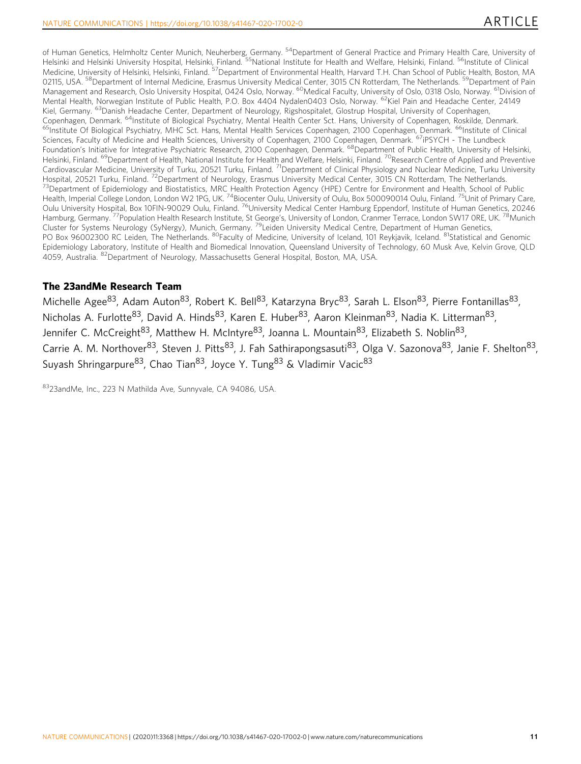of Human Genetics, Helmholtz Center Munich, Neuherberg, Germany. [54]Department of General Practice and Primary Health Care, University of Helsinki and Helsinki University Hospital, Helsinki, Finland. [55]National Institute for Health and Welfare, Helsinki, Finland. [56]Institute of Clinical Medicine, University of Helsinki, Helsinki, Finland. [57]Department of Environmental Health, Harvard T.H. Chan School of Public Health, Boston, MA 02115, USA. [58]Department of Internal Medicine, Erasmus University Medical Center, 3015 CN Rotterdam, The Netherlands. [59]Department of Pain Management and Research, Oslo University Hospital, 0424 Oslo, Norway. [60]Medical Faculty, University of Oslo, 0318 Oslo, Norway. [61]Division of Mental Health, Norwegian Institute of Public Health, P.O. Box 4404 Nydalen0403 Oslo, Norway. [62]Kiel Pain and Headache Center, 24149 Kiel, Germany. [63]Danish Headache Center, Department of Neurology, Rigshospitalet, Glostrup Hospital, University of Copenhagen, Copenhagen, Denmark. [64]Institute of Biological Psychiatry, Mental Health Center Sct. Hans, University of Copenhagen, Roskilde, Denmark. [65]Institute Of Biological Psychiatry, MHC Sct. Hans, Mental Health Services Copenhagen, 2100 Copenhagen, Denmark. [66]Institute of Clinical Sciences, Faculty of Medicine and Health Sciences, University of Copenhagen, 2100 Copenhagen, Denmark. [67]iPSYCH - The Lundbeck Foundation's Initiative for Integrative Psychiatric Research, 2100 Copenhagen, Denmark. [68]Department of Public Health, University of Helsinki, Helsinki, Finland. [69]Department of Health, National Institute for Health and Welfare, Helsinki, Finland. [70]Research Centre of Applied and Preventive Cardiovascular Medicine, University of Turku, 20521 Turku, Finland. [71]Department of Clinical Physiology and Nuclear Medicine, Turku University Hospital, 20521 Turku, Finland. [72]Department of Neurology, Erasmus University Medical Center, 3015 CN Rotterdam, The Netherlands. [73]Department of Epidemiology and Biostatistics, MRC Health Protection Agency (HPE) Centre for Environment and Health, School of Public Health, Imperial College London, London W2 1PG, UK. [74]Biocenter Oulu, University of Oulu, Box 500090014 Oulu, Finland. [75]Unit of Primary Care, Oulu University Hospital, Box 10FIN-90029 Oulu, Finland. [76]University Medical Center Hamburg Eppendorf, Institute of Human Genetics, 20246 Hamburg, Germany. [77]Population Health Research Institute, St George's, University of London, Cranmer Terrace, London SW17 0RE, UK. [78]Munich Cluster for Systems Neurology (SyNergy), Munich, Germany. [79]Leiden University Medical Centre, Department of Human Genetics, PO Box 96002300 RC Leiden, The Netherlands. [80]Faculty of Medicine, University of Iceland, 101 Reykjavik, Iceland. [81]Statistical and Genomic Epidemiology Laboratory, Institute of Health and Biomedical Innovation, Queensland University of Technology, 60 Musk Ave, Kelvin Grove, QLD 4059, Australia. [82]Department of Neurology, Massachusetts General Hospital, Boston, MA, USA.

## The 23andMe Research Team

Michelle Agee[83], Adam Auton[83], Robert K. Bell[83], Katarzyna Bryc[83], Sarah L. Elson[83], Pierre Fontanillas[83], Nicholas A. Furlotte[83], David A. Hinds[83], Karen E. Huber[83], Aaron Kleinman[83], Nadia K. Litterman[83], Jennifer C. McCreight[83], Matthew H. McIntyre[83], Joanna L. Mountain[83], Elizabeth S. Noblin[83], Carrie A. M. Northover[83], Steven J. Pitts[83], J. Fah Sathirapongsasuti[83], Olga V. Sazonova[83], Janie F. Shelton[83], Suyash Shringarpure[83], Chao Tian[83], Joyce Y. Tung[83] & Vladimir Vacic[83]

[83]23andMe, Inc., 223 N Mathilda Ave, Sunnyvale, CA 94086, USA.